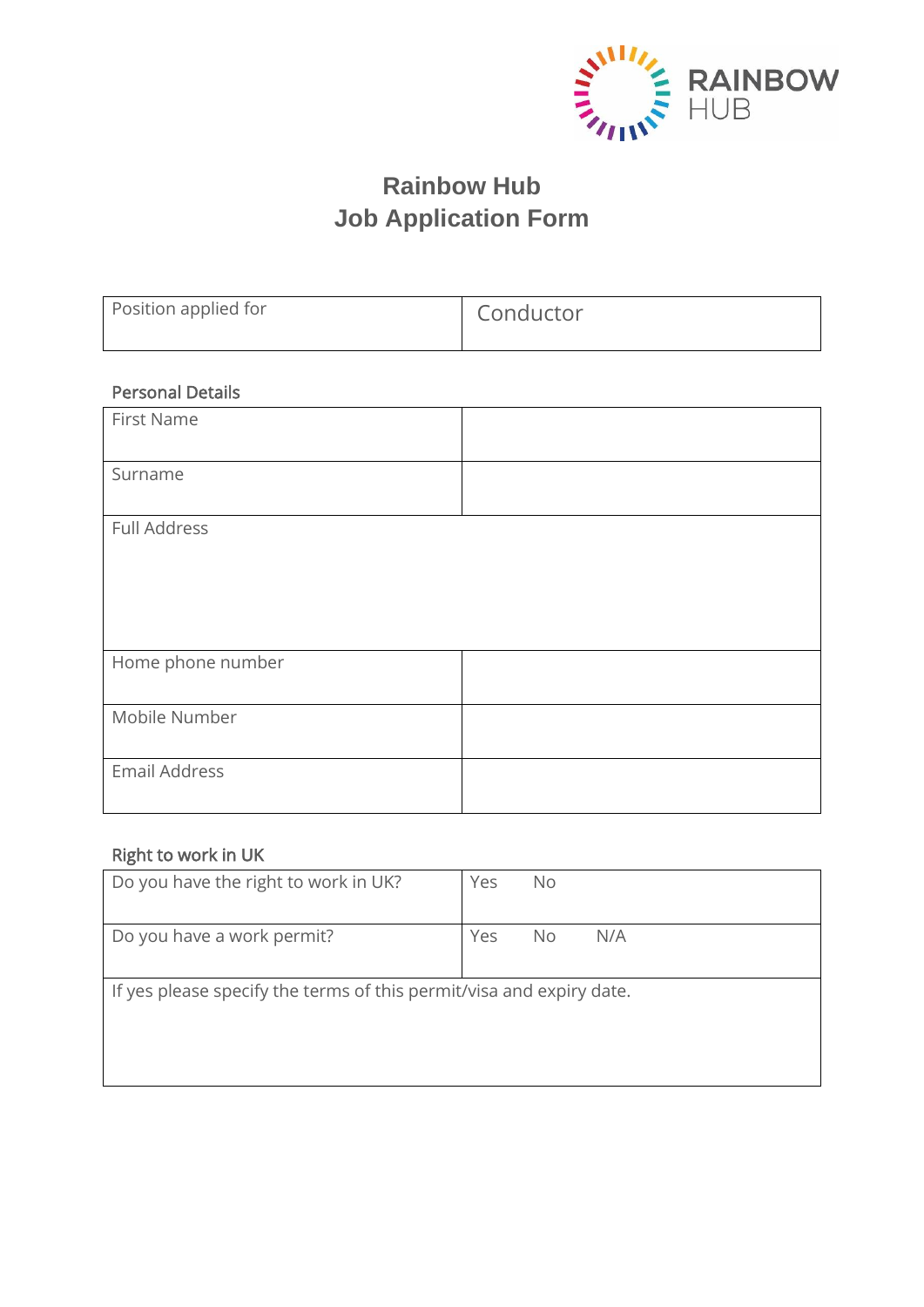RAINBOW HUB

# Rainbow Hub
# Job Application Form

| Position applied for | Conductor |
|---|---|

**Personal Details**

| First Name | |
|---|---|
| Surname | |
| Full Address | |
| Home phone number | |
| Mobile Number | |
| Email Address | |

**Right to work in UK**

| Do you have the right to work in UK? | Yes No |
|---|---|
| Do you have a work permit? | Yes No N/A |
| If yes please specify the terms of this permit/visa and expiry date. | |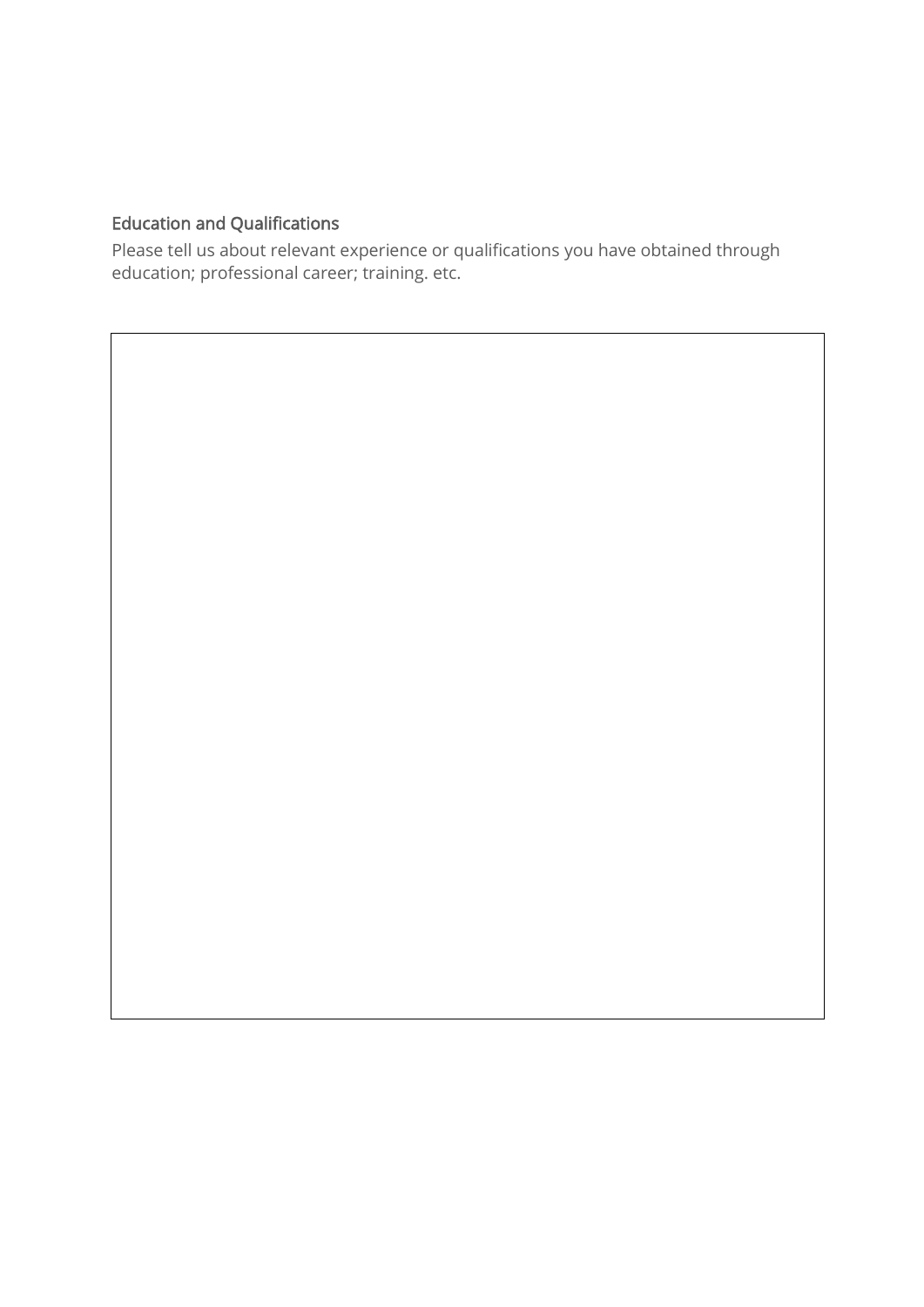## Education and Qualifications

Please tell us about relevant experience or qualifications you have obtained through education; professional career; training. etc.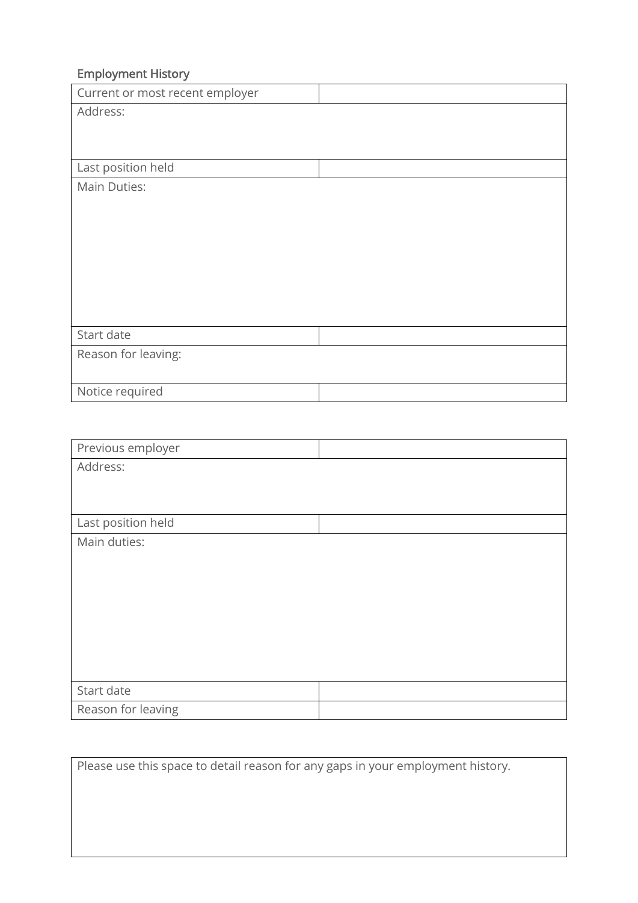## Employment History

| Current or most recent employer | |
|---|---|
| Address: | |
| Last position held | |
| Main Duties: | |
| Start date | |
| Reason for leaving: | |
| Notice required | |

| Previous employer | |
|---|---|
| Address: | |
| Last position held | |
| Main duties: | |
| Start date | |
| Reason for leaving | |

| Please use this space to detail reason for any gaps in your employment history. |
|---|
| |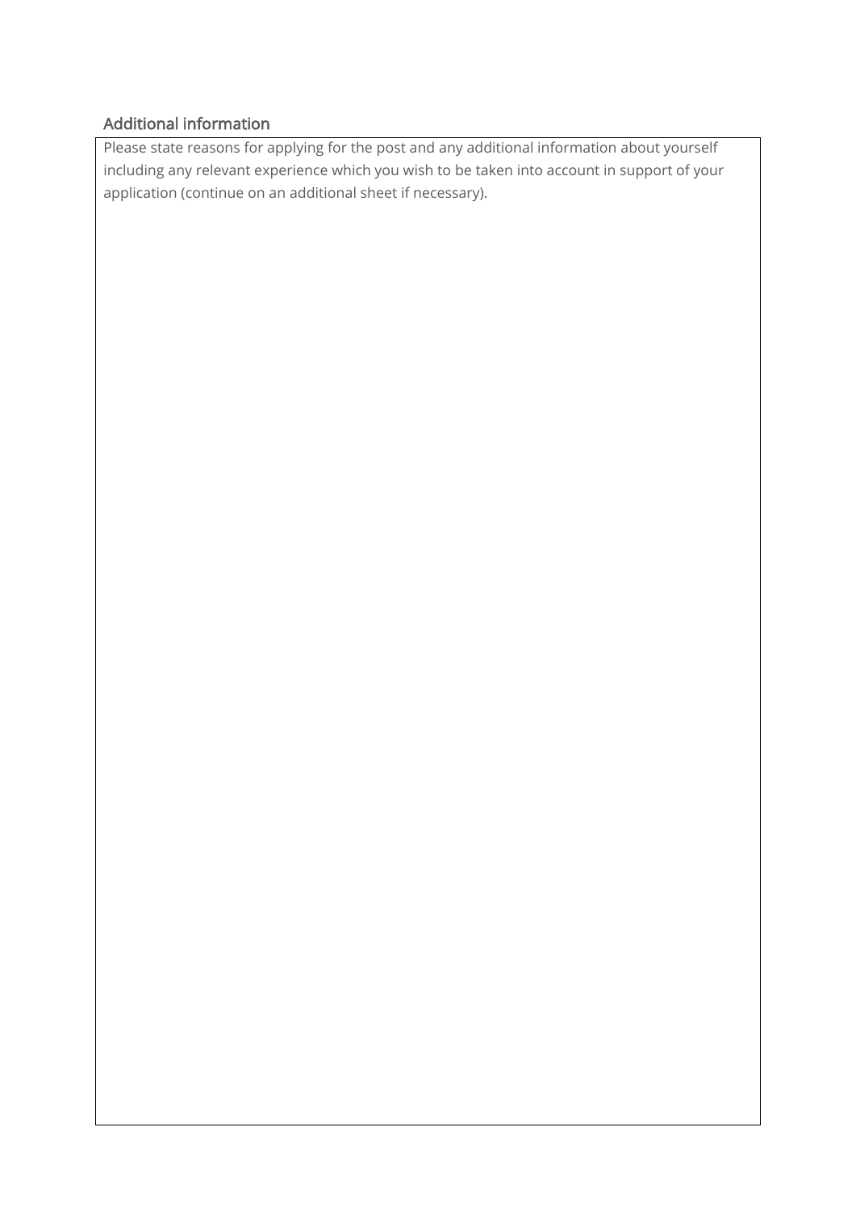## Additional information

Please state reasons for applying for the post and any additional information about yourself including any relevant experience which you wish to be taken into account in support of your application (continue on an additional sheet if necessary).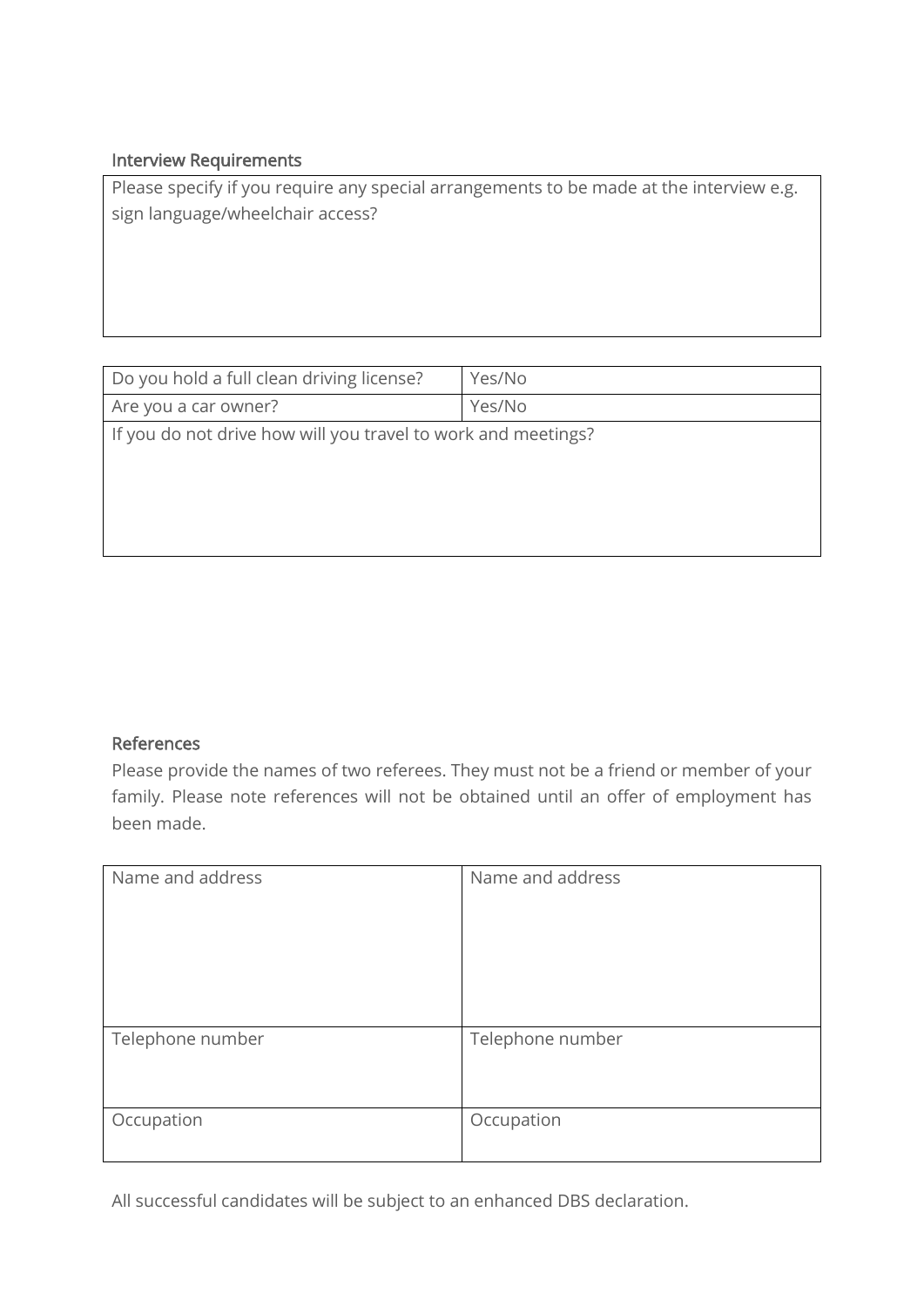### Interview Requirements

| Please specify if you require any special arrangements to be made at the interview e.g. sign language/wheelchair access? |
| --- |
| |

| Do you hold a full clean driving license? | Yes/No |
| --- | --- |
| Are you a car owner? | Yes/No |
| If you do not drive how will you travel to work and meetings? | |

### References

Please provide the names of two referees. They must not be a friend or member of your family. Please note references will not be obtained until an offer of employment has been made.

| Name and address | Name and address |
| --- | --- |
| Telephone number | Telephone number |
| Occupation | Occupation |

All successful candidates will be subject to an enhanced DBS declaration.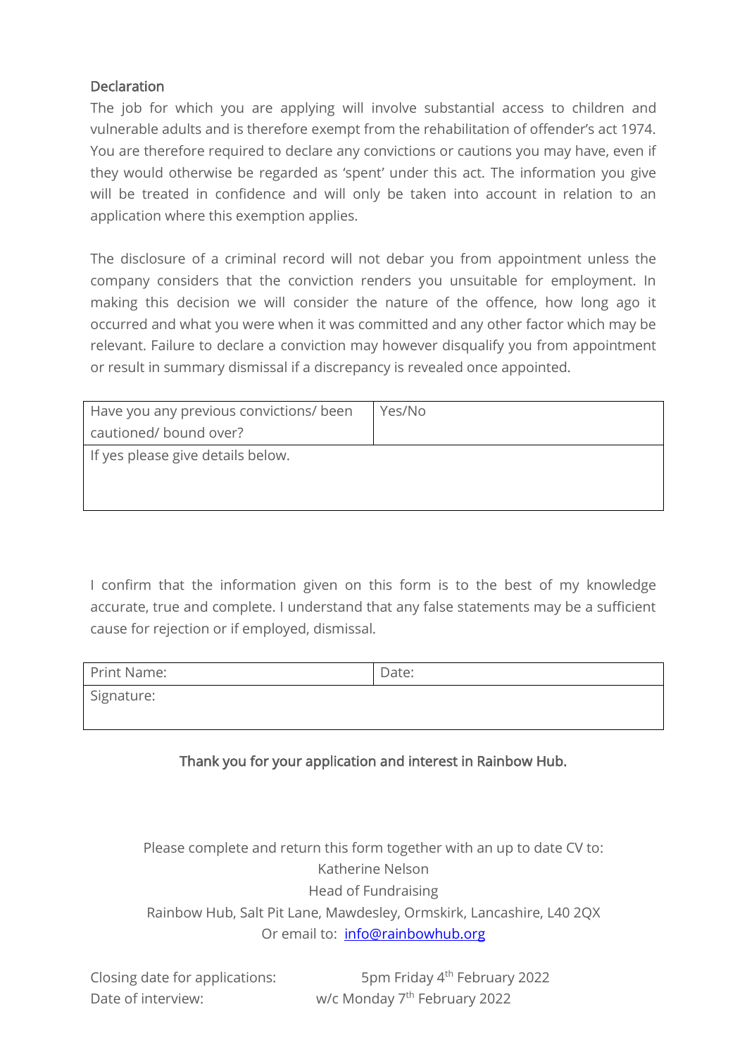## Declaration

The job for which you are applying will involve substantial access to children and vulnerable adults and is therefore exempt from the rehabilitation of offender's act 1974. You are therefore required to declare any convictions or cautions you may have, even if they would otherwise be regarded as 'spent' under this act. The information you give will be treated in confidence and will only be taken into account in relation to an application where this exemption applies.

The disclosure of a criminal record will not debar you from appointment unless the company considers that the conviction renders you unsuitable for employment. In making this decision we will consider the nature of the offence, how long ago it occurred and what you were when it was committed and any other factor which may be relevant. Failure to declare a conviction may however disqualify you from appointment or result in summary dismissal if a discrepancy is revealed once appointed.

| | |
|---|---|
| Have you any previous convictions/ been cautioned/ bound over? | Yes/No |
| If yes please give details below. | |

I confirm that the information given on this form is to the best of my knowledge accurate, true and complete. I understand that any false statements may be a sufficient cause for rejection or if employed, dismissal.

| | |
|---|---|
| Print Name: | Date: |
| Signature: | |

**Thank you for your application and interest in Rainbow Hub.**

Please complete and return this form together with an up to date CV to:
Katherine Nelson
Head of Fundraising
Rainbow Hub, Salt Pit Lane, Mawdesley, Ormskirk, Lancashire, L40 2QX
Or email to: info@rainbowhub.org

Closing date for applications: 5pm Friday 4th February 2022
Date of interview: w/c Monday 7th February 2022